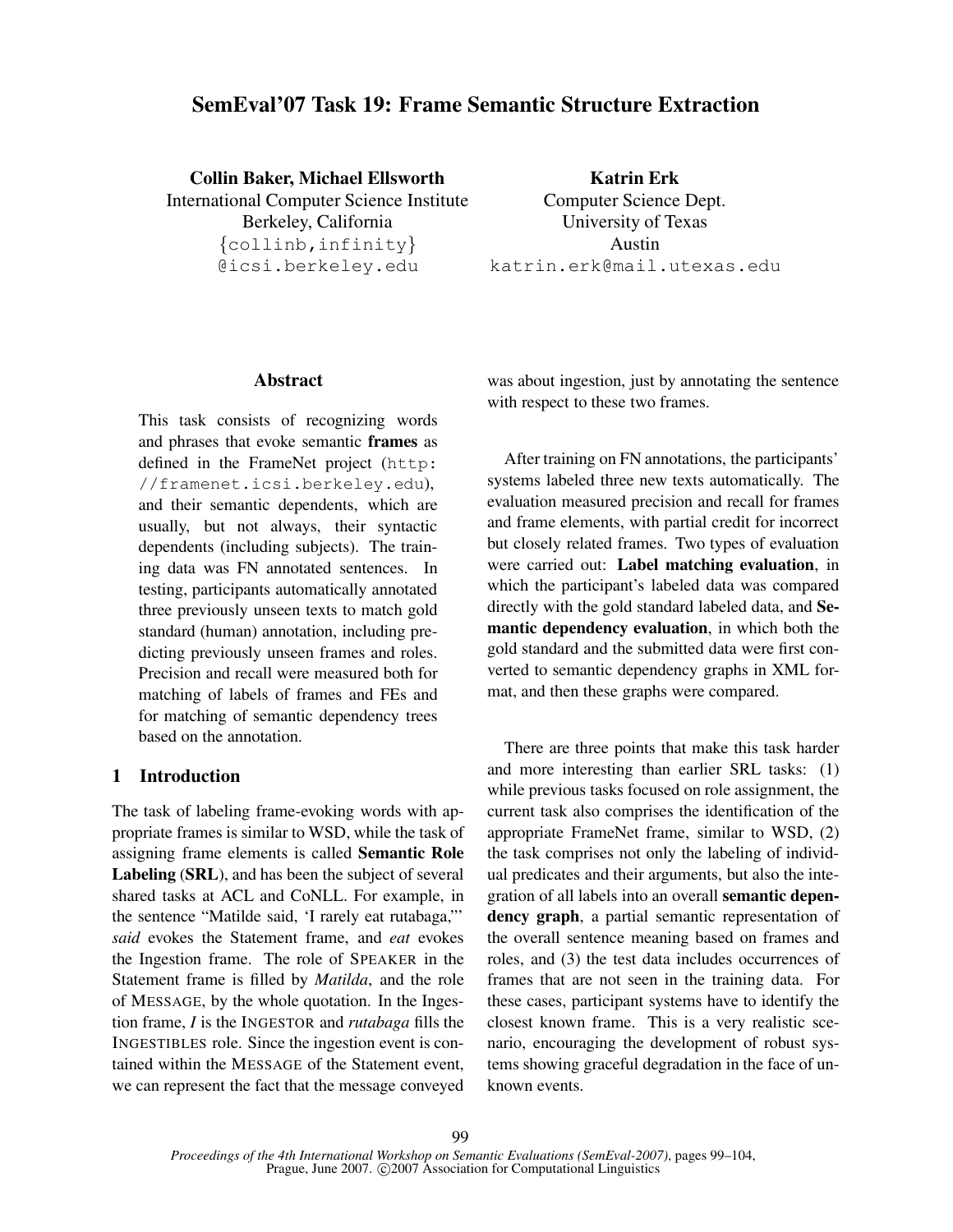# SemEval'07 Task 19: Frame Semantic Structure Extraction

**Collin Baker, Michael Ellsworth**
International Computer Science Institute
Berkeley, California
{collinb,infinity}@icsi.berkeley.edu

**Katrin Erk**
Computer Science Dept.
University of Texas
Austin
katrin.erk@mail.utexas.edu

## Abstract

This task consists of recognizing words and phrases that evoke semantic **frames** as defined in the FrameNet project (http://framenet.icsi.berkeley.edu), and their semantic dependents, which are usually, but not always, their syntactic dependents (including subjects). The training data was FN annotated sentences. In testing, participants automatically annotated three previously unseen texts to match gold standard (human) annotation, including predicting previously unseen frames and roles. Precision and recall were measured both for matching of labels of frames and FEs and for matching of semantic dependency trees based on the annotation.

## 1 Introduction

The task of labeling frame-evoking words with appropriate frames is similar to WSD, while the task of assigning frame elements is called **Semantic Role Labeling** (**SRL**), and has been the subject of several shared tasks at ACL and CoNLL. For example, in the sentence "Matilde said, 'I rarely eat rutabaga,'" *said* evokes the Statement frame, and *eat* evokes the Ingestion frame. The role of SPEAKER in the Statement frame is filled by *Matilda*, and the role of MESSAGE, by the whole quotation. In the Ingestion frame, *I* is the INGESTOR and *rutabaga* fills the INGESTIBLES role. Since the ingestion event is contained within the MESSAGE of the Statement event, we can represent the fact that the message conveyed was about ingestion, just by annotating the sentence with respect to these two frames.

After training on FN annotations, the participants' systems labeled three new texts automatically. The evaluation measured precision and recall for frames and frame elements, with partial credit for incorrect but closely related frames. Two types of evaluation were carried out: **Label matching evaluation**, in which the participant's labeled data was compared directly with the gold standard labeled data, and **Semantic dependency evaluation**, in which both the gold standard and the submitted data were first converted to semantic dependency graphs in XML format, and then these graphs were compared.

There are three points that make this task harder and more interesting than earlier SRL tasks: (1) while previous tasks focused on role assignment, the current task also comprises the identification of the appropriate FrameNet frame, similar to WSD, (2) the task comprises not only the labeling of individual predicates and their arguments, but also the integration of all labels into an overall **semantic dependency graph**, a partial semantic representation of the overall sentence meaning based on frames and roles, and (3) the test data includes occurrences of frames that are not seen in the training data. For these cases, participant systems have to identify the closest known frame. This is a very realistic scenario, encouraging the development of robust systems showing graceful degradation in the face of unknown events.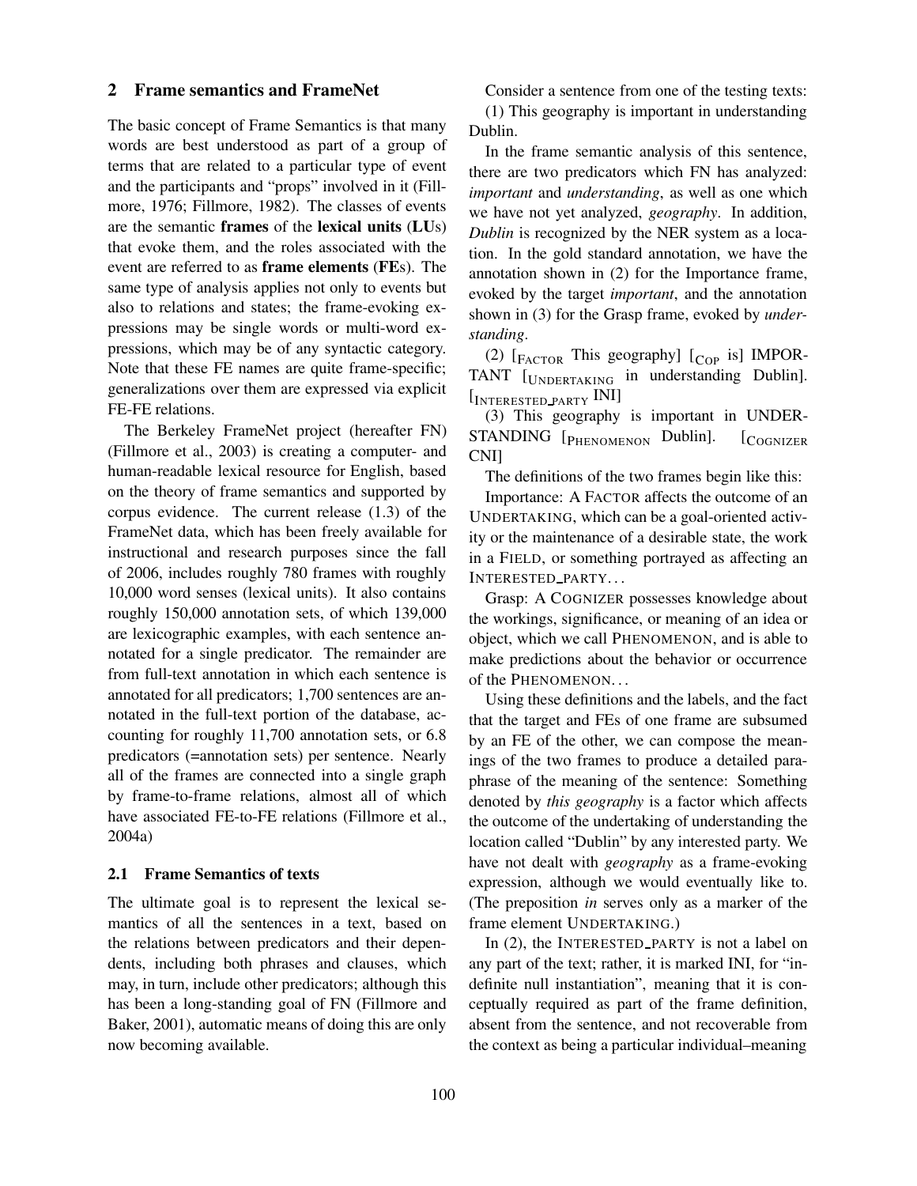## 2 Frame semantics and FrameNet

The basic concept of Frame Semantics is that many words are best understood as part of a group of terms that are related to a particular type of event and the participants and "props" involved in it (Fillmore, 1976; Fillmore, 1982). The classes of events are the semantic **frames** of the **lexical units** (**LU**s) that evoke them, and the roles associated with the event are referred to as **frame elements** (**FE**s). The same type of analysis applies not only to events but also to relations and states; the frame-evoking expressions may be single words or multi-word expressions, which may be of any syntactic category. Note that these FE names are quite frame-specific; generalizations over them are expressed via explicit FE-FE relations.

The Berkeley FrameNet project (hereafter FN) (Fillmore et al., 2003) is creating a computer- and human-readable lexical resource for English, based on the theory of frame semantics and supported by corpus evidence. The current release (1.3) of the FrameNet data, which has been freely available for instructional and research purposes since the fall of 2006, includes roughly 780 frames with roughly 10,000 word senses (lexical units). It also contains roughly 150,000 annotation sets, of which 139,000 are lexicographic examples, with each sentence annotated for a single predicator. The remainder are from full-text annotation in which each sentence is annotated for all predicators; 1,700 sentences are annotated in the full-text portion of the database, accounting for roughly 11,700 annotation sets, or 6.8 predicators (=annotation sets) per sentence. Nearly all of the frames are connected into a single graph by frame-to-frame relations, almost all of which have associated FE-to-FE relations (Fillmore et al., 2004a)

### 2.1 Frame Semantics of texts

The ultimate goal is to represent the lexical semantics of all the sentences in a text, based on the relations between predicators and their dependents, including both phrases and clauses, which may, in turn, include other predicators; although this has been a long-standing goal of FN (Fillmore and Baker, 2001), automatic means of doing this are only now becoming available.

Consider a sentence from one of the testing texts:

(1) This geography is important in understanding Dublin.

In the frame semantic analysis of this sentence, there are two predicators which FN has analyzed: *important* and *understanding*, as well as one which we have not yet analyzed, *geography*. In addition, *Dublin* is recognized by the NER system as a location. In the gold standard annotation, we have the annotation shown in (2) for the Importance frame, evoked by the target *important*, and the annotation shown in (3) for the Grasp frame, evoked by *understanding*.

(2) [$_{\text{FACTOR}}$ This geography] [$_{\text{COP}}$ is] IMPORTANT [$_{\text{UNDERTAKING}}$ in understanding Dublin]. [$_{\text{INTERESTED\_PARTY}}$ INI]

(3) This geography is important in UNDERSTANDING [$_{\text{PHENOMENON}}$ Dublin]. [$_{\text{COGNIZER}}$ CNI]

The definitions of the two frames begin like this:

Importance: A FACTOR affects the outcome of an UNDERTAKING, which can be a goal-oriented activity or the maintenance of a desirable state, the work in a FIELD, or something portrayed as affecting an INTERESTED_PARTY...

Grasp: A COGNIZER possesses knowledge about the workings, significance, or meaning of an idea or object, which we call PHENOMENON, and is able to make predictions about the behavior or occurrence of the PHENOMENON...

Using these definitions and the labels, and the fact that the target and FEs of one frame are subsumed by an FE of the other, we can compose the meanings of the two frames to produce a detailed paraphrase of the meaning of the sentence: Something denoted by *this geography* is a factor which affects the outcome of the undertaking of understanding the location called "Dublin" by any interested party. We have not dealt with *geography* as a frame-evoking expression, although we would eventually like to. (The preposition *in* serves only as a marker of the frame element UNDERTAKING.)

In (2), the INTERESTED_PARTY is not a label on any part of the text; rather, it is marked INI, for "indefinite null instantiation", meaning that it is conceptually required as part of the frame definition, absent from the sentence, and not recoverable from the context as being a particular individual–meaning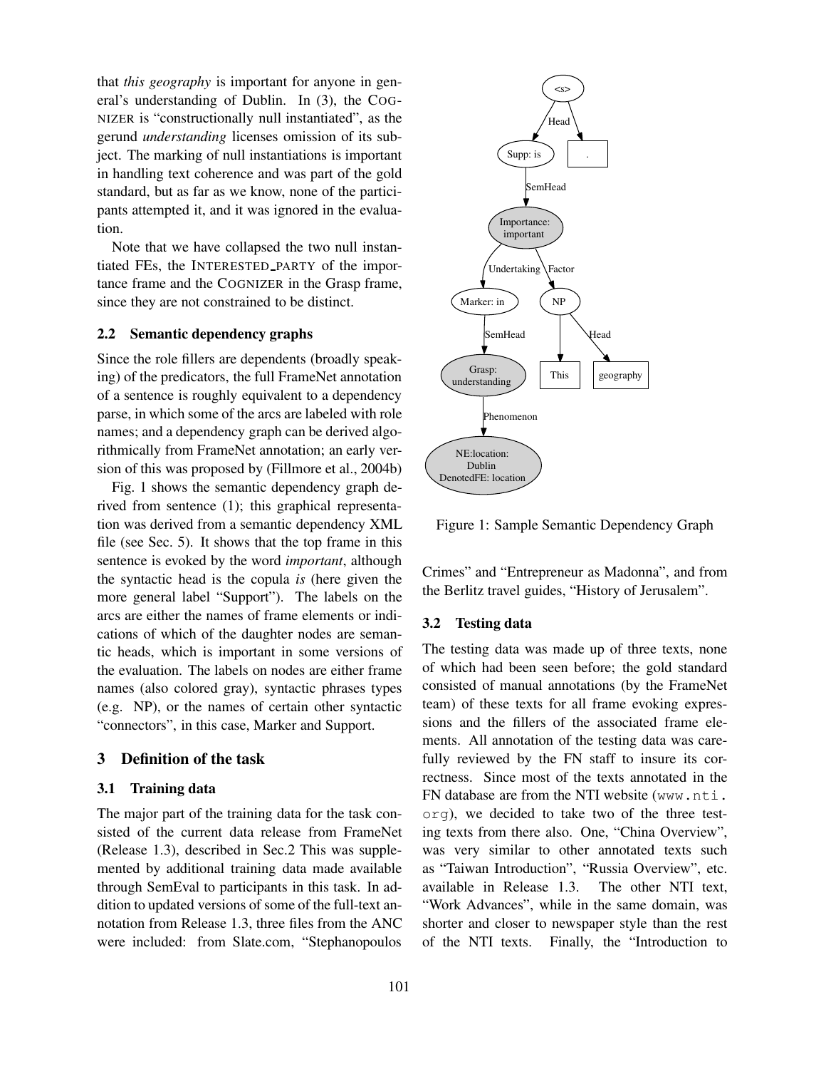that *this geography* is important for anyone in general's understanding of Dublin. In (3), the COGNIZER is "constructionally null instantiated", as the gerund *understanding* licenses omission of its subject. The marking of null instantiations is important in handling text coherence and was part of the gold standard, but as far as we know, none of the participants attempted it, and it was ignored in the evaluation.

Note that we have collapsed the two null instantiated FEs, the INTERESTED_PARTY of the importance frame and the COGNIZER in the Grasp frame, since they are not constrained to be distinct.

### 2.2 Semantic dependency graphs

Since the role fillers are dependents (broadly speaking) of the predicators, the full FrameNet annotation of a sentence is roughly equivalent to a dependency parse, in which some of the arcs are labeled with role names; and a dependency graph can be derived algorithmically from FrameNet annotation; an early version of this was proposed by (Fillmore et al., 2004b)

Fig. 1 shows the semantic dependency graph derived from sentence (1); this graphical representation was derived from a semantic dependency XML file (see Sec. 5). It shows that the top frame in this sentence is evoked by the word *important*, although the syntactic head is the copula *is* (here given the more general label "Support"). The labels on the arcs are either the names of frame elements or indications of which of the daughter nodes are semantic heads, which is important in some versions of the evaluation. The labels on nodes are either frame names (also colored gray), syntactic phrases types (e.g. NP), or the names of certain other syntactic "connectors", in this case, Marker and Support.

Figure 1: Sample Semantic Dependency Graph

## 3 Definition of the task

### 3.1 Training data

The major part of the training data for the task consisted of the current data release from FrameNet (Release 1.3), described in Sec.2 This was supplemented by additional training data made available through SemEval to participants in this task. In addition to updated versions of some of the full-text annotation from Release 1.3, three files from the ANC were included: from Slate.com, "Stephanopoulos Crimes" and "Entrepreneur as Madonna", and from the Berlitz travel guides, "History of Jerusalem".

### 3.2 Testing data

The testing data was made up of three texts, none of which had been seen before; the gold standard consisted of manual annotations (by the FrameNet team) of these texts for all frame evoking expressions and the fillers of the associated frame elements. All annotation of the testing data was carefully reviewed by the FN staff to insure its correctness. Since most of the texts annotated in the FN database are from the NTI website (www.nti.org), we decided to take two of the three testing texts from there also. One, "China Overview", was very similar to other annotated texts such as "Taiwan Introduction", "Russia Overview", etc. available in Release 1.3. The other NTI text, "Work Advances", while in the same domain, was shorter and closer to newspaper style than the rest of the NTI texts. Finally, the "Introduction to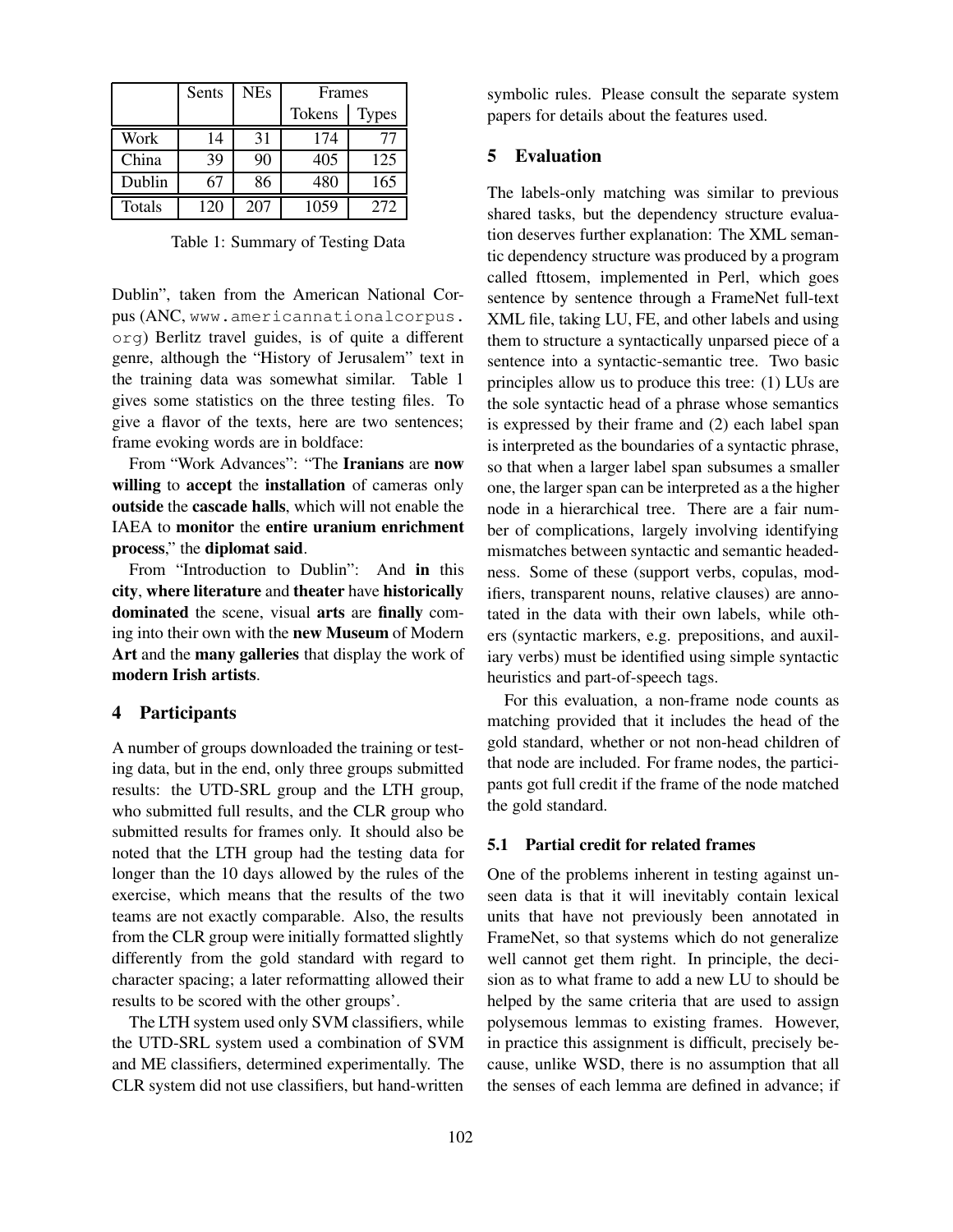| | Sents | NEs | Frames | |
|---|---|---|---|---|
| | | | Tokens | Types |
| Work | 14 | 31 | 174 | 77 |
| China | 39 | 90 | 405 | 125 |
| Dublin | 67 | 86 | 480 | 165 |
| Totals | 120 | 207 | 1059 | 272 |

Table 1: Summary of Testing Data

Dublin", taken from the American National Corpus (ANC, www.americannationalcorpus.org) Berlitz travel guides, is of quite a different genre, although the "History of Jerusalem" text in the training data was somewhat similar. Table 1 gives some statistics on the three testing files. To give a flavor of the texts, here are two sentences; frame evoking words are in boldface:

From "Work Advances": "The **Iranians** are **now willing** to **accept** the **installation** of cameras only **outside** the **cascade halls**, which will not enable the IAEA to **monitor** the **entire uranium enrichment process**," the **diplomat said**.

From "Introduction to Dublin": And **in** this **city**, **where literature** and **theater** have **historically dominated** the scene, visual **arts** are **finally** coming into their own with the **new Museum** of Modern **Art** and the **many galleries** that display the work of **modern Irish artists**.

## 4 Participants

A number of groups downloaded the training or testing data, but in the end, only three groups submitted results: the UTD-SRL group and the LTH group, who submitted full results, and the CLR group who submitted results for frames only. It should also be noted that the LTH group had the testing data for longer than the 10 days allowed by the rules of the exercise, which means that the results of the two teams are not exactly comparable. Also, the results from the CLR group were initially formatted slightly differently from the gold standard with regard to character spacing; a later reformatting allowed their results to be scored with the other groups'.

The LTH system used only SVM classifiers, while the UTD-SRL system used a combination of SVM and ME classifiers, determined experimentally. The CLR system did not use classifiers, but hand-written symbolic rules. Please consult the separate system papers for details about the features used.

## 5 Evaluation

The labels-only matching was similar to previous shared tasks, but the dependency structure evaluation deserves further explanation: The XML semantic dependency structure was produced by a program called fttosem, implemented in Perl, which goes sentence by sentence through a FrameNet full-text XML file, taking LU, FE, and other labels and using them to structure a syntactically unparsed piece of a sentence into a syntactic-semantic tree. Two basic principles allow us to produce this tree: (1) LUs are the sole syntactic head of a phrase whose semantics is expressed by their frame and (2) each label span is interpreted as the boundaries of a syntactic phrase, so that when a larger label span subsumes a smaller one, the larger span can be interpreted as a the higher node in a hierarchical tree. There are a fair number of complications, largely involving identifying mismatches between syntactic and semantic headedness. Some of these (support verbs, copulas, modifiers, transparent nouns, relative clauses) are annotated in the data with their own labels, while others (syntactic markers, e.g. prepositions, and auxiliary verbs) must be identified using simple syntactic heuristics and part-of-speech tags.

For this evaluation, a non-frame node counts as matching provided that it includes the head of the gold standard, whether or not non-head children of that node are included. For frame nodes, the participants got full credit if the frame of the node matched the gold standard.

### 5.1 Partial credit for related frames

One of the problems inherent in testing against unseen data is that it will inevitably contain lexical units that have not previously been annotated in FrameNet, so that systems which do not generalize well cannot get them right. In principle, the decision as to what frame to add a new LU to should be helped by the same criteria that are used to assign polysemous lemmas to existing frames. However, in practice this assignment is difficult, precisely because, unlike WSD, there is no assumption that all the senses of each lemma are defined in advance; if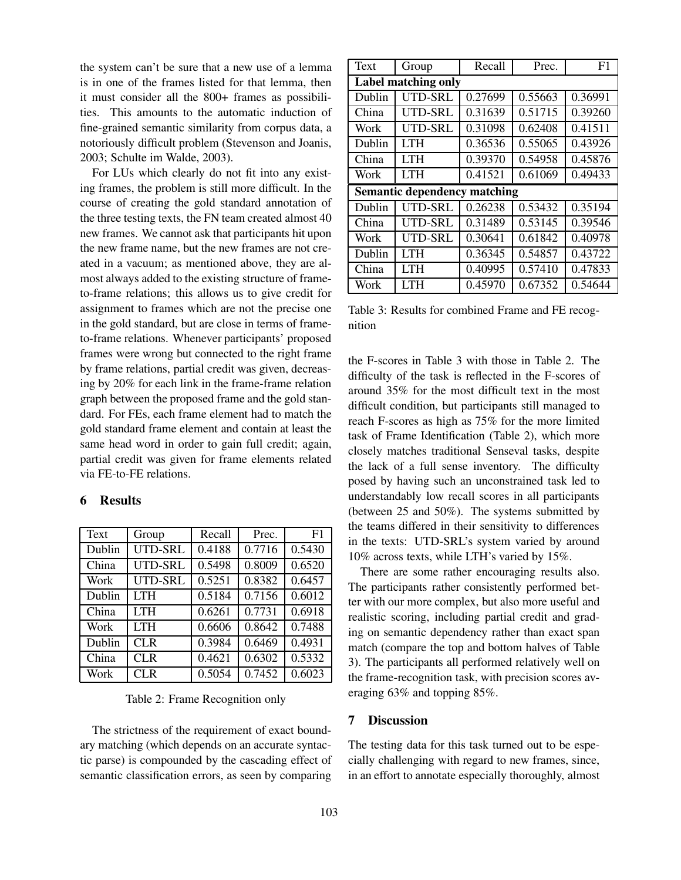the system can't be sure that a new use of a lemma is in one of the frames listed for that lemma, then it must consider all the 800+ frames as possibilities. This amounts to the automatic induction of fine-grained semantic similarity from corpus data, a notoriously difficult problem (Stevenson and Joanis, 2003; Schulte im Walde, 2003).

For LUs which clearly do not fit into any existing frames, the problem is still more difficult. In the course of creating the gold standard annotation of the three testing texts, the FN team created almost 40 new frames. We cannot ask that participants hit upon the new frame name, but the new frames are not created in a vacuum; as mentioned above, they are almost always added to the existing structure of frame-to-frame relations; this allows us to give credit for assignment to frames which are not the precise one in the gold standard, but are close in terms of frame-to-frame relations. Whenever participants' proposed frames were wrong but connected to the right frame by frame relations, partial credit was given, decreasing by 20% for each link in the frame-frame relation graph between the proposed frame and the gold standard. For FEs, each frame element had to match the gold standard frame element and contain at least the same head word in order to gain full credit; again, partial credit was given for frame elements related via FE-to-FE relations.

## 6 Results

| Text | Group | Recall | Prec. | F1 |
|---|---|---|---|---|
| Dublin | UTD-SRL | 0.4188 | 0.7716 | 0.5430 |
| China | UTD-SRL | 0.5498 | 0.8009 | 0.6520 |
| Work | UTD-SRL | 0.5251 | 0.8382 | 0.6457 |
| Dublin | LTH | 0.5184 | 0.7156 | 0.6012 |
| China | LTH | 0.6261 | 0.7731 | 0.6918 |
| Work | LTH | 0.6606 | 0.8642 | 0.7488 |
| Dublin | CLR | 0.3984 | 0.6469 | 0.4931 |
| China | CLR | 0.4621 | 0.6302 | 0.5332 |
| Work | CLR | 0.5054 | 0.7452 | 0.6023 |

Table 2: Frame Recognition only

The strictness of the requirement of exact boundary matching (which depends on an accurate syntactic parse) is compounded by the cascading effect of semantic classification errors, as seen by comparing the F-scores in Table 3 with those in Table 2. The difficulty of the task is reflected in the F-scores of around 35% for the most difficult text in the most difficult condition, but participants still managed to reach F-scores as high as 75% for the more limited task of Frame Identification (Table 2), which more closely matches traditional Senseval tasks, despite the lack of a full sense inventory. The difficulty posed by having such an unconstrained task led to understandably low recall scores in all participants (between 25 and 50%). The systems submitted by the teams differed in their sensitivity to differences in the texts: UTD-SRL's system varied by around 10% across texts, while LTH's varied by 15%.

| Text | Group | Recall | Prec. | F1 |
|---|---|---|---|---|
| **Label matching only** | | | | |
| Dublin | UTD-SRL | 0.27699 | 0.55663 | 0.36991 |
| China | UTD-SRL | 0.31639 | 0.51715 | 0.39260 |
| Work | UTD-SRL | 0.31098 | 0.62408 | 0.41511 |
| Dublin | LTH | 0.36536 | 0.55065 | 0.43926 |
| China | LTH | 0.39370 | 0.54958 | 0.45876 |
| Work | LTH | 0.41521 | 0.61069 | 0.49433 |
| **Semantic dependency matching** | | | | |
| Dublin | UTD-SRL | 0.26238 | 0.53432 | 0.35194 |
| China | UTD-SRL | 0.31489 | 0.53145 | 0.39546 |
| Work | UTD-SRL | 0.30641 | 0.61842 | 0.40978 |
| Dublin | LTH | 0.36345 | 0.54857 | 0.43722 |
| China | LTH | 0.40995 | 0.57410 | 0.47833 |
| Work | LTH | 0.45970 | 0.67352 | 0.54644 |

Table 3: Results for combined Frame and FE recognition

There are some rather encouraging results also. The participants rather consistently performed better with our more complex, but also more useful and realistic scoring, including partial credit and grading on semantic dependency rather than exact span match (compare the top and bottom halves of Table 3). The participants all performed relatively well on the frame-recognition task, with precision scores averaging 63% and topping 85%.

## 7 Discussion

The testing data for this task turned out to be especially challenging with regard to new frames, since, in an effort to annotate especially thoroughly, almost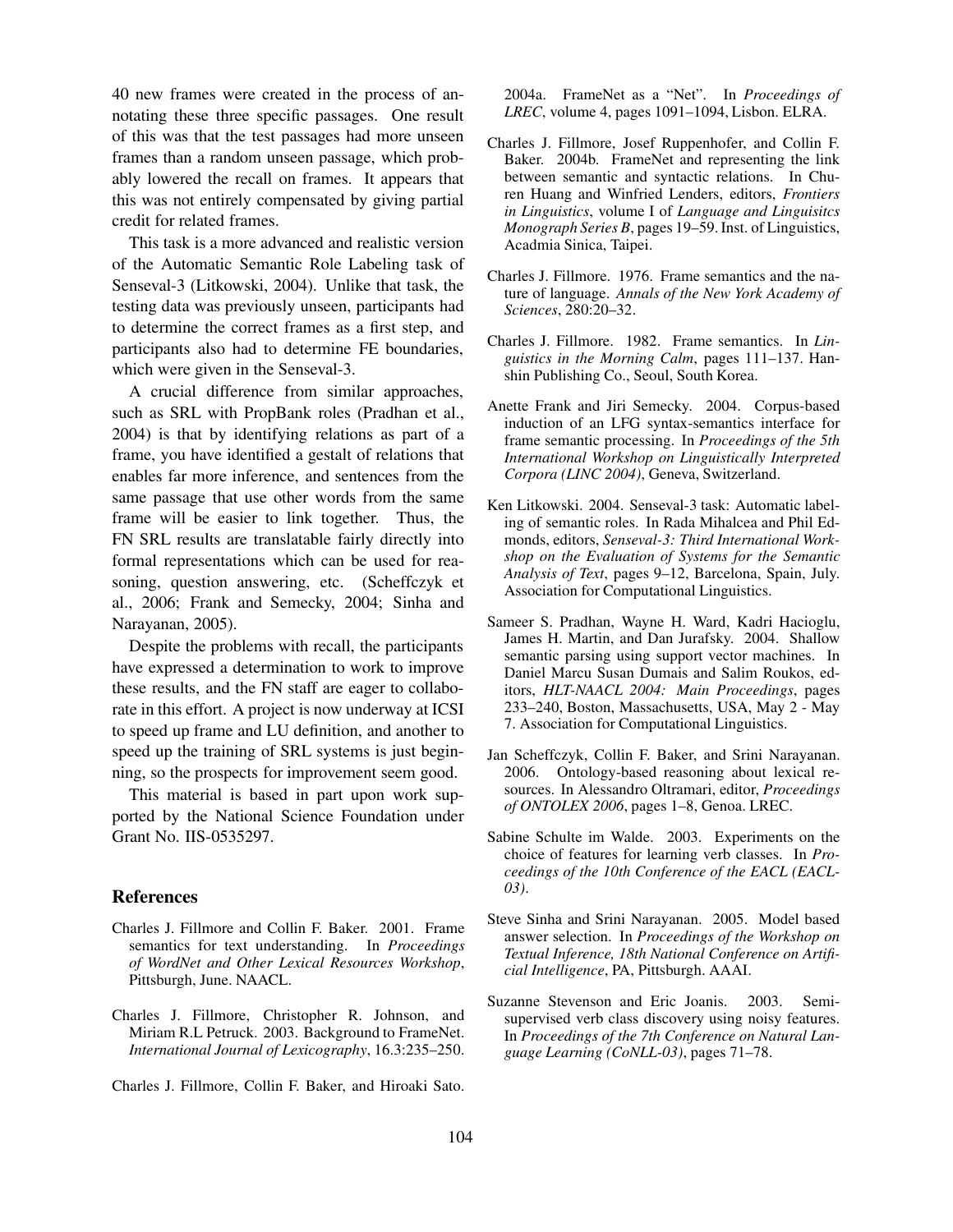40 new frames were created in the process of annotating these three specific passages. One result of this was that the test passages had more unseen frames than a random unseen passage, which probably lowered the recall on frames. It appears that this was not entirely compensated by giving partial credit for related frames.

This task is a more advanced and realistic version of the Automatic Semantic Role Labeling task of Senseval-3 (Litkowski, 2004). Unlike that task, the testing data was previously unseen, participants had to determine the correct frames as a first step, and participants also had to determine FE boundaries, which were given in the Senseval-3.

A crucial difference from similar approaches, such as SRL with PropBank roles (Pradhan et al., 2004) is that by identifying relations as part of a frame, you have identified a gestalt of relations that enables far more inference, and sentences from the same passage that use other words from the same frame will be easier to link together. Thus, the FN SRL results are translatable fairly directly into formal representations which can be used for reasoning, question answering, etc. (Scheffczyk et al., 2006; Frank and Semecky, 2004; Sinha and Narayanan, 2005).

Despite the problems with recall, the participants have expressed a determination to work to improve these results, and the FN staff are eager to collaborate in this effort. A project is now underway at ICSI to speed up frame and LU definition, and another to speed up the training of SRL systems is just beginning, so the prospects for improvement seem good.

This material is based in part upon work supported by the National Science Foundation under Grant No. IIS-0535297.

## References

Charles J. Fillmore and Collin F. Baker. 2001. Frame semantics for text understanding. In *Proceedings of WordNet and Other Lexical Resources Workshop*, Pittsburgh, June. NAACL.

Charles J. Fillmore, Christopher R. Johnson, and Miriam R.L Petruck. 2003. Background to FrameNet. *International Journal of Lexicography*, 16.3:235–250.

Charles J. Fillmore, Collin F. Baker, and Hiroaki Sato. 2004a. FrameNet as a "Net". In *Proceedings of LREC*, volume 4, pages 1091–1094, Lisbon. ELRA.

Charles J. Fillmore, Josef Ruppenhofer, and Collin F. Baker. 2004b. FrameNet and representing the link between semantic and syntactic relations. In Churen Huang and Winfried Lenders, editors, *Frontiers in Linguistics*, volume I of *Language and Linguisitcs Monograph Series B*, pages 19–59. Inst. of Linguistics, Acadmia Sinica, Taipei.

Charles J. Fillmore. 1976. Frame semantics and the nature of language. *Annals of the New York Academy of Sciences*, 280:20–32.

Charles J. Fillmore. 1982. Frame semantics. In *Linguistics in the Morning Calm*, pages 111–137. Hanshin Publishing Co., Seoul, South Korea.

Anette Frank and Jiri Semecky. 2004. Corpus-based induction of an LFG syntax-semantics interface for frame semantic processing. In *Proceedings of the 5th International Workshop on Linguistically Interpreted Corpora (LINC 2004)*, Geneva, Switzerland.

Ken Litkowski. 2004. Senseval-3 task: Automatic labeling of semantic roles. In Rada Mihalcea and Phil Edmonds, editors, *Senseval-3: Third International Workshop on the Evaluation of Systems for the Semantic Analysis of Text*, pages 9–12, Barcelona, Spain, July. Association for Computational Linguistics.

Sameer S. Pradhan, Wayne H. Ward, Kadri Hacioglu, James H. Martin, and Dan Jurafsky. 2004. Shallow semantic parsing using support vector machines. In Daniel Marcu Susan Dumais and Salim Roukos, editors, *HLT-NAACL 2004: Main Proceedings*, pages 233–240, Boston, Massachusetts, USA, May 2 - May 7. Association for Computational Linguistics.

Jan Scheffczyk, Collin F. Baker, and Srini Narayanan. 2006. Ontology-based reasoning about lexical resources. In Alessandro Oltramari, editor, *Proceedings of ONTOLEX 2006*, pages 1–8, Genoa. LREC.

Sabine Schulte im Walde. 2003. Experiments on the choice of features for learning verb classes. In *Proceedings of the 10th Conference of the EACL (EACL-03)*.

Steve Sinha and Srini Narayanan. 2005. Model based answer selection. In *Proceedings of the Workshop on Textual Inference, 18th National Conference on Artificial Intelligence*, PA, Pittsburgh. AAAI.

Suzanne Stevenson and Eric Joanis. 2003. Semi-supervised verb class discovery using noisy features. In *Proceedings of the 7th Conference on Natural Language Learning (CoNLL-03)*, pages 71–78.